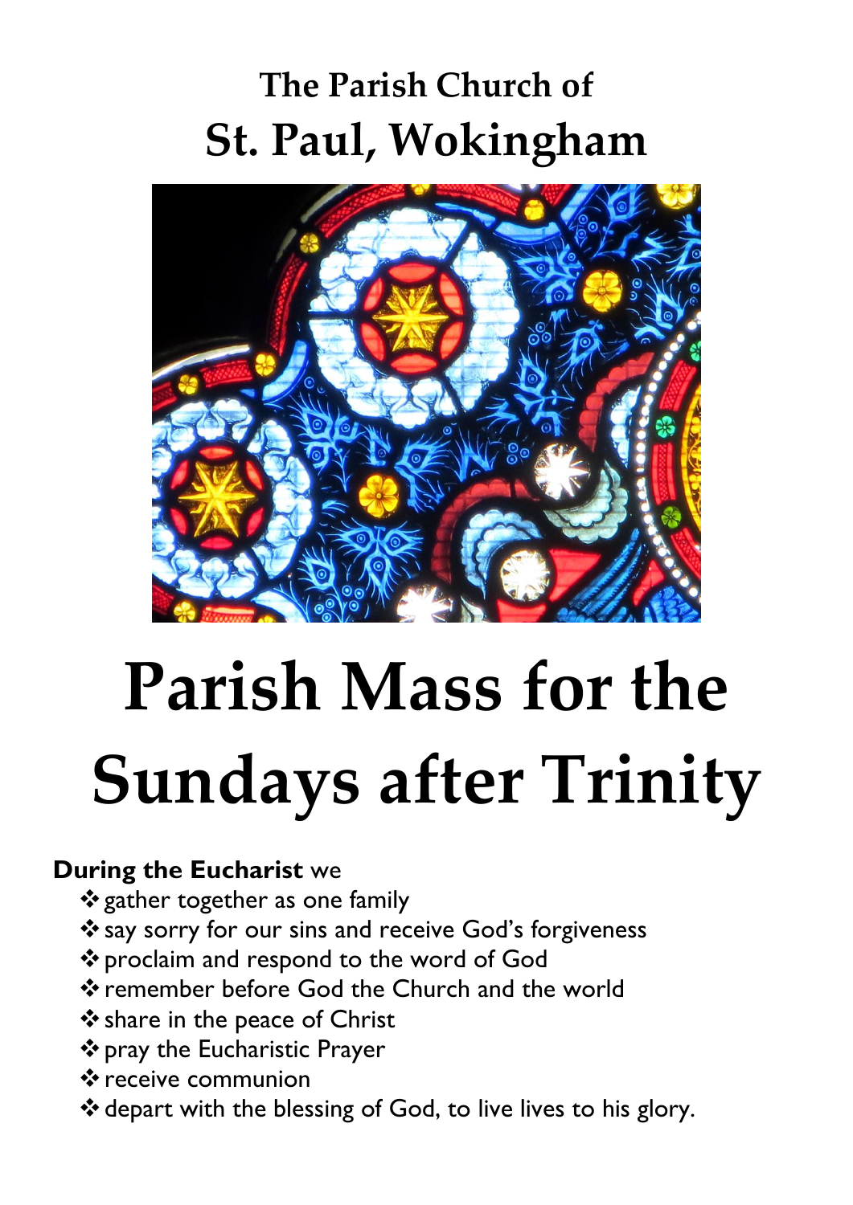## The Parish Church of
# St. Paul, Wokingham

# Parish Mass for the Sundays after Trinity

**During the Eucharist** we

- ❖ gather together as one family
- ❖ say sorry for our sins and receive God's forgiveness
- ❖ proclaim and respond to the word of God
- ❖ remember before God the Church and the world
- ❖ share in the peace of Christ
- ❖ pray the Eucharistic Prayer
- ❖ receive communion
- ❖ depart with the blessing of God, to live lives to his glory.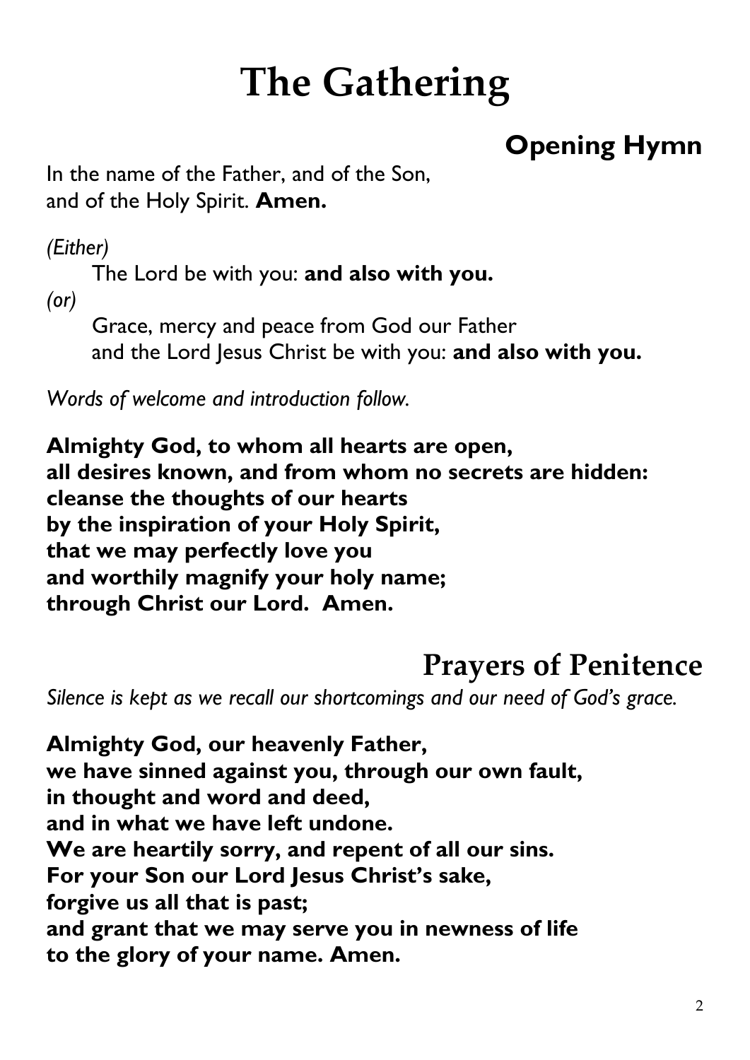# The Gathering

## Opening Hymn

In the name of the Father, and of the Son,
and of the Holy Spirit. **Amen.**

*(Either)*

The Lord be with you: **and also with you.**

*(or)*

Grace, mercy and peace from God our Father
and the Lord Jesus Christ be with you: **and also with you.**

*Words of welcome and introduction follow.*

**Almighty God, to whom all hearts are open,
all desires known, and from whom no secrets are hidden:
cleanse the thoughts of our hearts
by the inspiration of your Holy Spirit,
that we may perfectly love you
and worthily magnify your holy name;
through Christ our Lord. Amen.**

## Prayers of Penitence

*Silence is kept as we recall our shortcomings and our need of God's grace.*

**Almighty God, our heavenly Father,
we have sinned against you, through our own fault,
in thought and word and deed,
and in what we have left undone.
We are heartily sorry, and repent of all our sins.
For your Son our Lord Jesus Christ's sake,
forgive us all that is past;
and grant that we may serve you in newness of life
to the glory of your name. Amen.**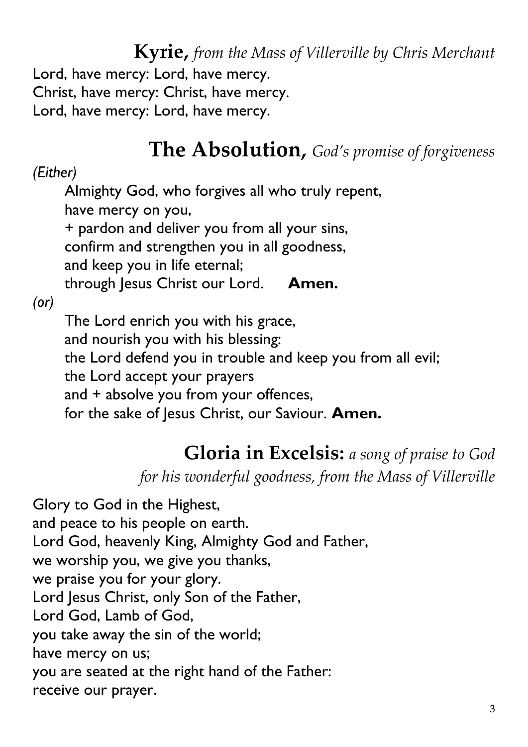## **Kyrie,** *from the Mass of Villerville by Chris Merchant*

Lord, have mercy: Lord, have mercy.
Christ, have mercy: Christ, have mercy.
Lord, have mercy: Lord, have mercy.

## **The Absolution,** *God's promise of forgiveness*

*(Either)*

Almighty God, who forgives all who truly repent,
have mercy on you,
+ pardon and deliver you from all your sins,
confirm and strengthen you in all goodness,
and keep you in life eternal;
through Jesus Christ our Lord. **Amen.**

*(or)*

The Lord enrich you with his grace,
and nourish you with his blessing:
the Lord defend you in trouble and keep you from all evil;
the Lord accept your prayers
and + absolve you from your offences,
for the sake of Jesus Christ, our Saviour. **Amen.**

## **Gloria in Excelsis:** *a song of praise to God for his wonderful goodness, from the Mass of Villerville*

Glory to God in the Highest,
and peace to his people on earth.
Lord God, heavenly King, Almighty God and Father,
we worship you, we give you thanks,
we praise you for your glory.
Lord Jesus Christ, only Son of the Father,
Lord God, Lamb of God,
you take away the sin of the world;
have mercy on us;
you are seated at the right hand of the Father:
receive our prayer.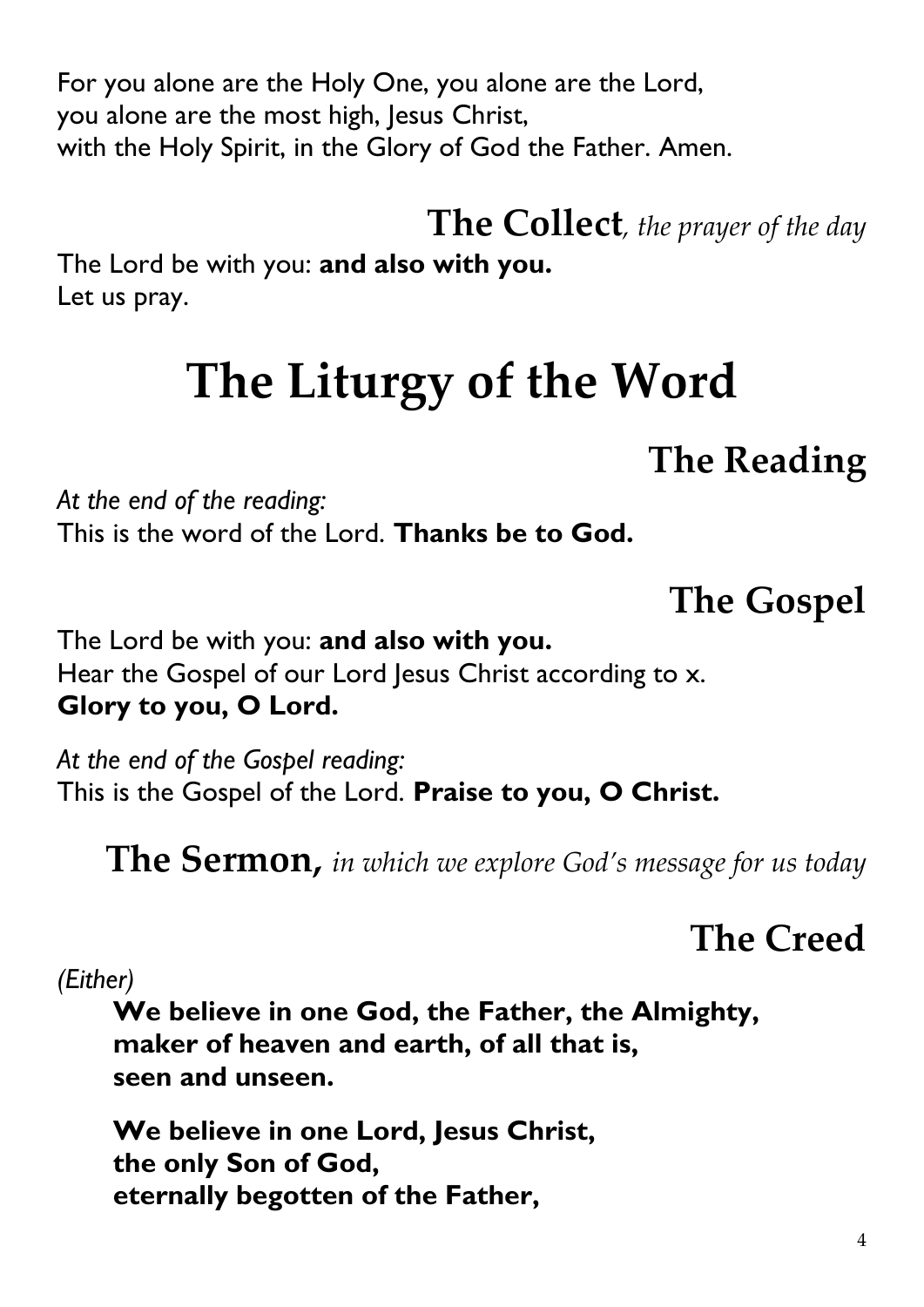For you alone are the Holy One, you alone are the Lord,
you alone are the most high, Jesus Christ,
with the Holy Spirit, in the Glory of God the Father. Amen.

### The Collect, *the prayer of the day*

The Lord be with you: **and also with you.**
Let us pray.

# The Liturgy of the Word

## The Reading

*At the end of the reading:*
This is the word of the Lord. **Thanks be to God.**

## The Gospel

The Lord be with you: **and also with you.**
Hear the Gospel of our Lord Jesus Christ according to x.
**Glory to you, O Lord.**

*At the end of the Gospel reading:*
This is the Gospel of the Lord. **Praise to you, O Christ.**

### The Sermon, *in which we explore God's message for us today*

## The Creed

*(Either)*

**We believe in one God, the Father, the Almighty,
maker of heaven and earth, of all that is,
seen and unseen.**

**We believe in one Lord, Jesus Christ,
the only Son of God,
eternally begotten of the Father,**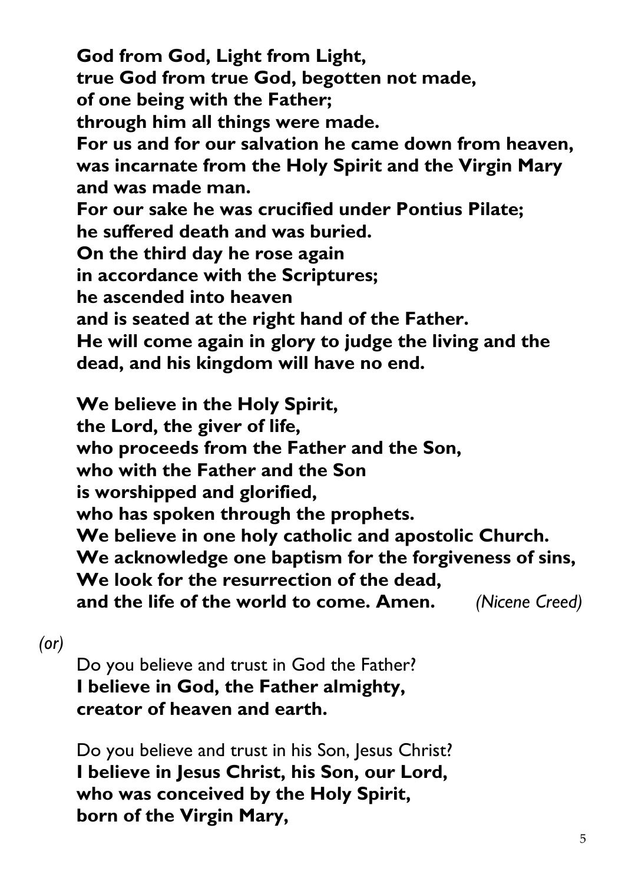**God from God, Light from Light,**
**true God from true God, begotten not made,**
**of one being with the Father;**
**through him all things were made.**
**For us and for our salvation he came down from heaven,**
**was incarnate from the Holy Spirit and the Virgin Mary**
**and was made man.**
**For our sake he was crucified under Pontius Pilate;**
**he suffered death and was buried.**
**On the third day he rose again**
**in accordance with the Scriptures;**
**he ascended into heaven**
**and is seated at the right hand of the Father.**
**He will come again in glory to judge the living and the dead, and his kingdom will have no end.**

**We believe in the Holy Spirit,**
**the Lord, the giver of life,**
**who proceeds from the Father and the Son,**
**who with the Father and the Son**
**is worshipped and glorified,**
**who has spoken through the prophets.**
**We believe in one holy catholic and apostolic Church.**
**We acknowledge one baptism for the forgiveness of sins,**
**We look for the resurrection of the dead,**
**and the life of the world to come. Amen.** *(Nicene Creed)*

*(or)*

Do you believe and trust in God the Father?
**I believe in God, the Father almighty,**
**creator of heaven and earth.**

Do you believe and trust in his Son, Jesus Christ?
**I believe in Jesus Christ, his Son, our Lord,**
**who was conceived by the Holy Spirit,**
**born of the Virgin Mary,**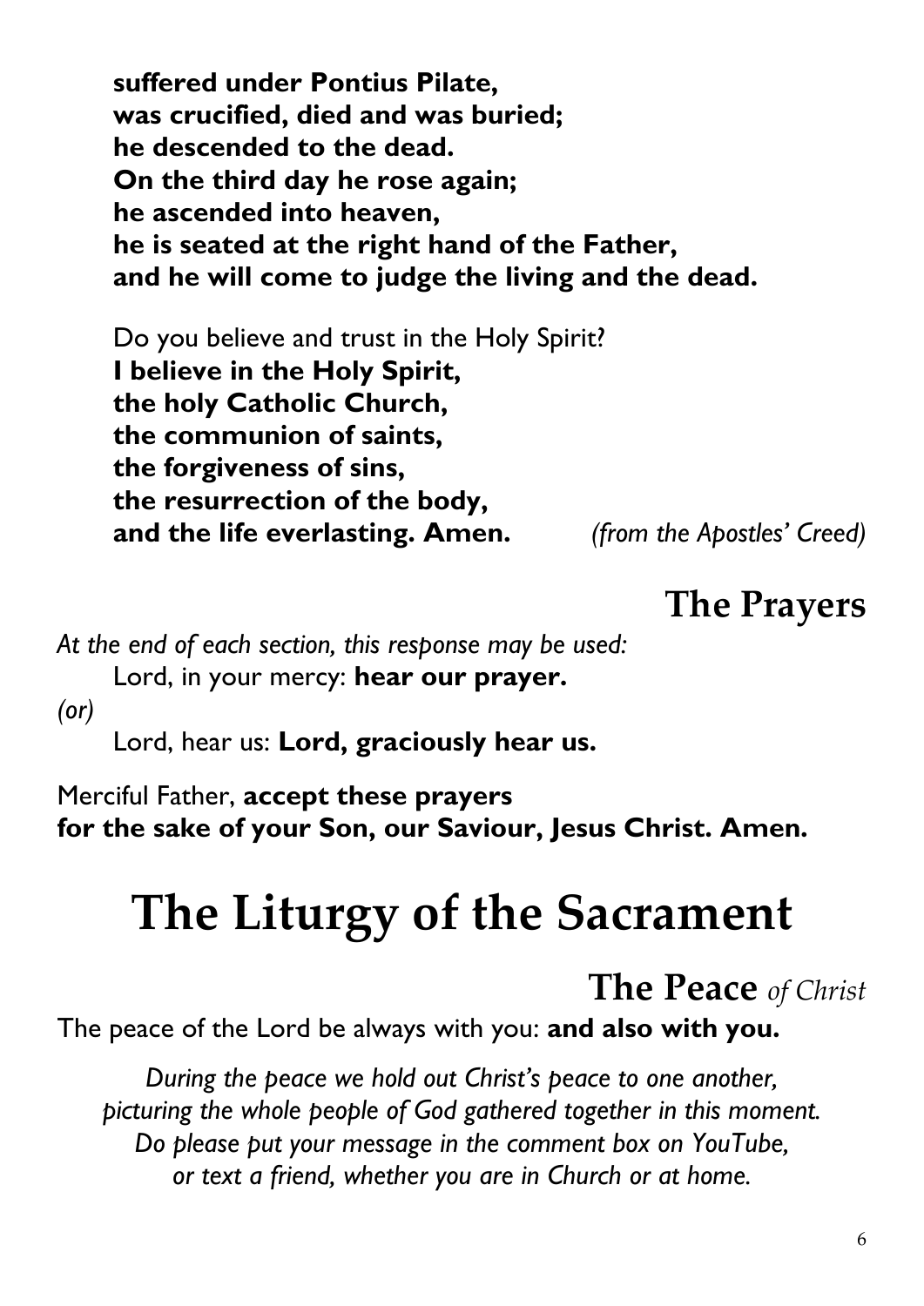**suffered under Pontius Pilate,**
**was crucified, died and was buried;**
**he descended to the dead.**
**On the third day he rose again;**
**he ascended into heaven,**
**he is seated at the right hand of the Father,**
**and he will come to judge the living and the dead.**

Do you believe and trust in the Holy Spirit?
**I believe in the Holy Spirit,**
**the holy Catholic Church,**
**the communion of saints,**
**the forgiveness of sins,**
**the resurrection of the body,**
**and the life everlasting. Amen.** *(from the Apostles' Creed)*

## The Prayers

*At the end of each section, this response may be used:*
Lord, in your mercy: **hear our prayer.**
*(or)*
Lord, hear us: **Lord, graciously hear us.**

Merciful Father, **accept these prayers for the sake of your Son, our Saviour, Jesus Christ. Amen.**

# The Liturgy of the Sacrament

## The Peace *of Christ*

The peace of the Lord be always with you: **and also with you.**

*During the peace we hold out Christ's peace to one another, picturing the whole people of God gathered together in this moment. Do please put your message in the comment box on YouTube, or text a friend, whether you are in Church or at home.*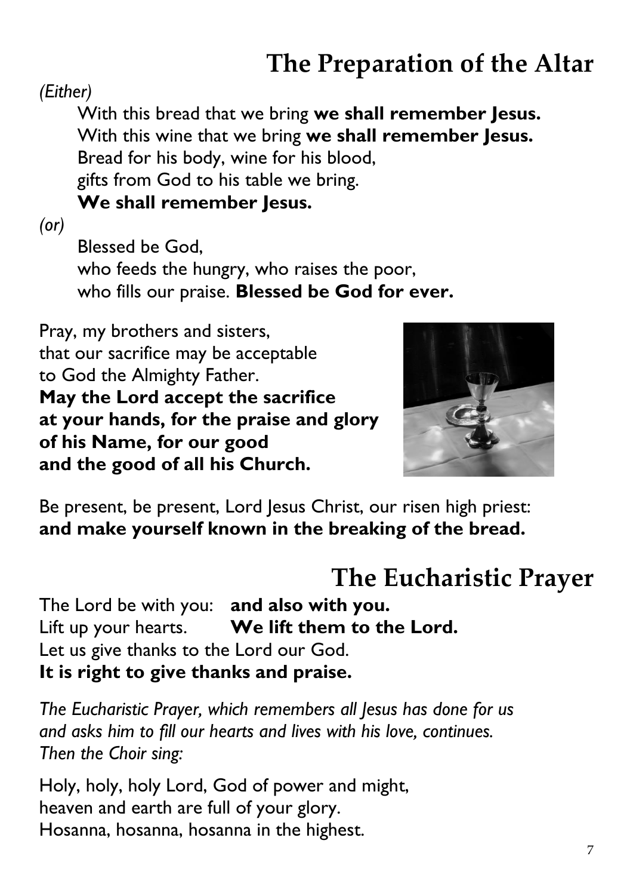# The Preparation of the Altar

*(Either)*

With this bread that we bring **we shall remember Jesus.**
With this wine that we bring **we shall remember Jesus.**
Bread for his body, wine for his blood,
gifts from God to his table we bring.
**We shall remember Jesus.**

*(or)*

Blessed be God,
who feeds the hungry, who raises the poor,
who fills our praise. **Blessed be God for ever.**

Pray, my brothers and sisters,
that our sacrifice may be acceptable
to God the Almighty Father.
**May the Lord accept the sacrifice
at your hands, for the praise and glory
of his Name, for our good
and the good of all his Church.**

Be present, be present, Lord Jesus Christ, our risen high priest:
**and make yourself known in the breaking of the bread.**

# The Eucharistic Prayer

The Lord be with you: **and also with you.**
Lift up your hearts. **We lift them to the Lord.**
Let us give thanks to the Lord our God.
**It is right to give thanks and praise.**

*The Eucharistic Prayer, which remembers all Jesus has done for us and asks him to fill our hearts and lives with his love, continues. Then the Choir sing:*

Holy, holy, holy Lord, God of power and might,
heaven and earth are full of your glory.
Hosanna, hosanna, hosanna in the highest.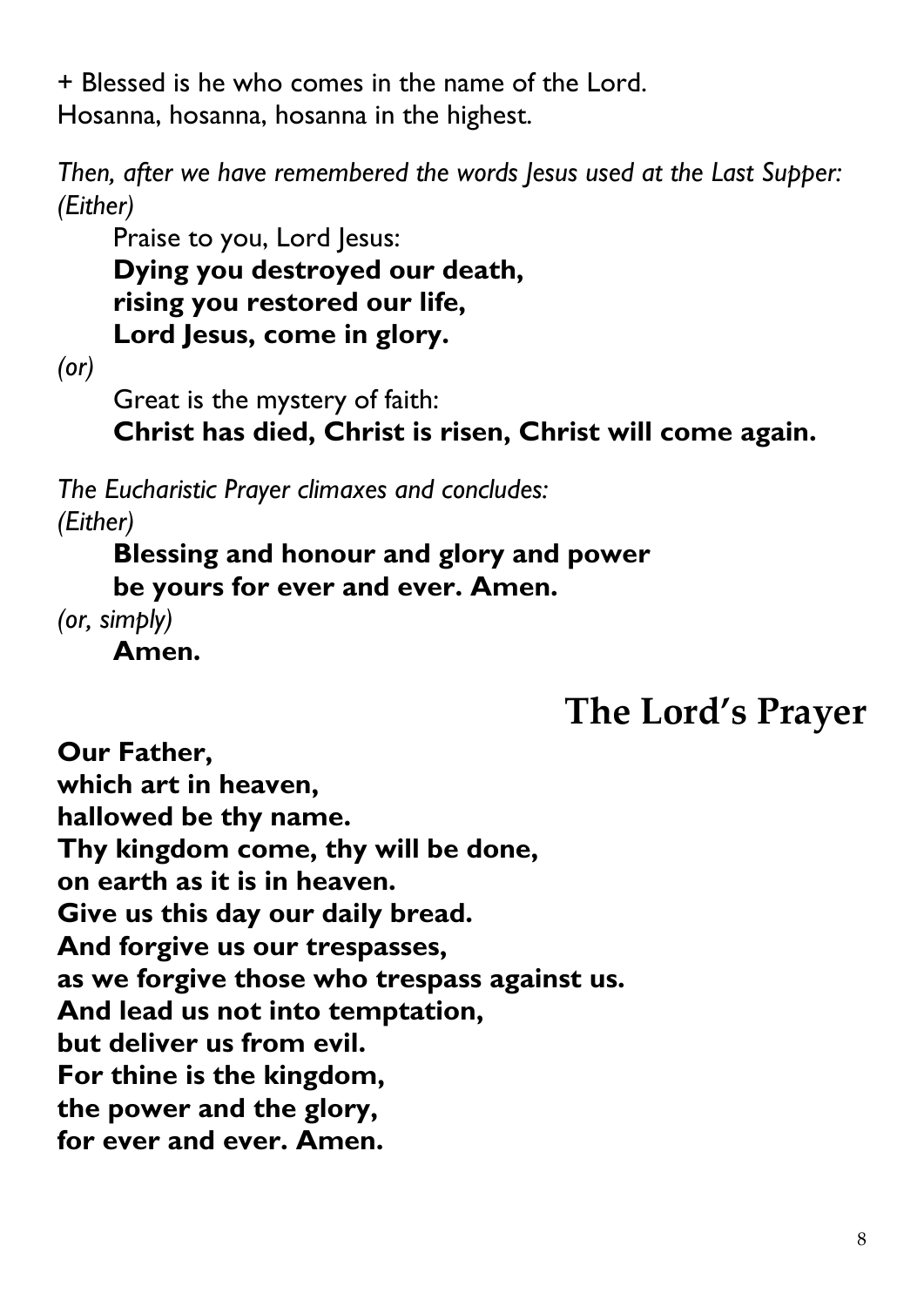+ Blessed is he who comes in the name of the Lord.
Hosanna, hosanna, hosanna in the highest.

*Then, after we have remembered the words Jesus used at the Last Supper:*
*(Either)*

Praise to you, Lord Jesus:
**Dying you destroyed our death,**
**rising you restored our life,**
**Lord Jesus, come in glory.**

*(or)*

Great is the mystery of faith:
**Christ has died, Christ is risen, Christ will come again.**

*The Eucharistic Prayer climaxes and concludes:*
*(Either)*

**Blessing and honour and glory and power**
**be yours for ever and ever. Amen.**

*(or, simply)*

**Amen.**

## The Lord's Prayer

**Our Father,**
**which art in heaven,**
**hallowed be thy name.**
**Thy kingdom come, thy will be done,**
**on earth as it is in heaven.**
**Give us this day our daily bread.**
**And forgive us our trespasses,**
**as we forgive those who trespass against us.**
**And lead us not into temptation,**
**but deliver us from evil.**
**For thine is the kingdom,**
**the power and the glory,**
**for ever and ever. Amen.**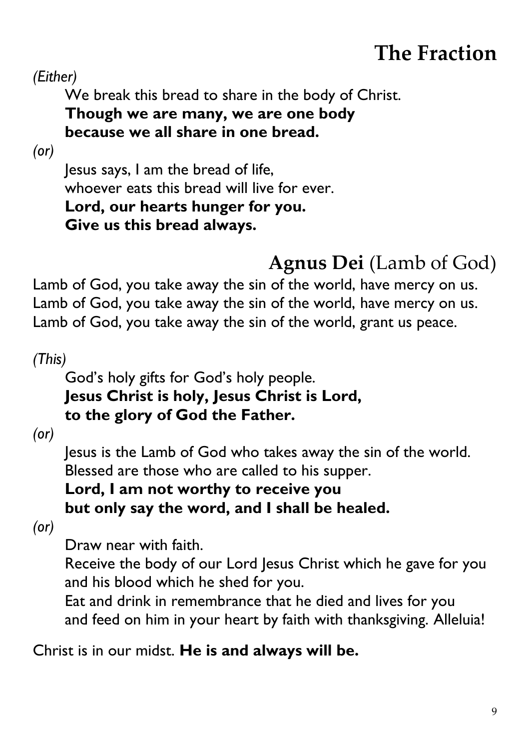# The Fraction

*(Either)*

We break this bread to share in the body of Christ.
**Though we are many, we are one body**
**because we all share in one bread.**

*(or)*

Jesus says, I am the bread of life,
whoever eats this bread will live for ever.
**Lord, our hearts hunger for you.**
**Give us this bread always.**

# **Agnus Dei** (Lamb of God)

Lamb of God, you take away the sin of the world, have mercy on us.
Lamb of God, you take away the sin of the world, have mercy on us.
Lamb of God, you take away the sin of the world, grant us peace.

*(This)*

God's holy gifts for God's holy people.
**Jesus Christ is holy, Jesus Christ is Lord,**
**to the glory of God the Father.**

*(or)*

Jesus is the Lamb of God who takes away the sin of the world.
Blessed are those who are called to his supper.
**Lord, I am not worthy to receive you**
**but only say the word, and I shall be healed.**

*(or)*

Draw near with faith.
Receive the body of our Lord Jesus Christ which he gave for you
and his blood which he shed for you.
Eat and drink in remembrance that he died and lives for you
and feed on him in your heart by faith with thanksgiving. Alleluia!

Christ is in our midst. **He is and always will be.**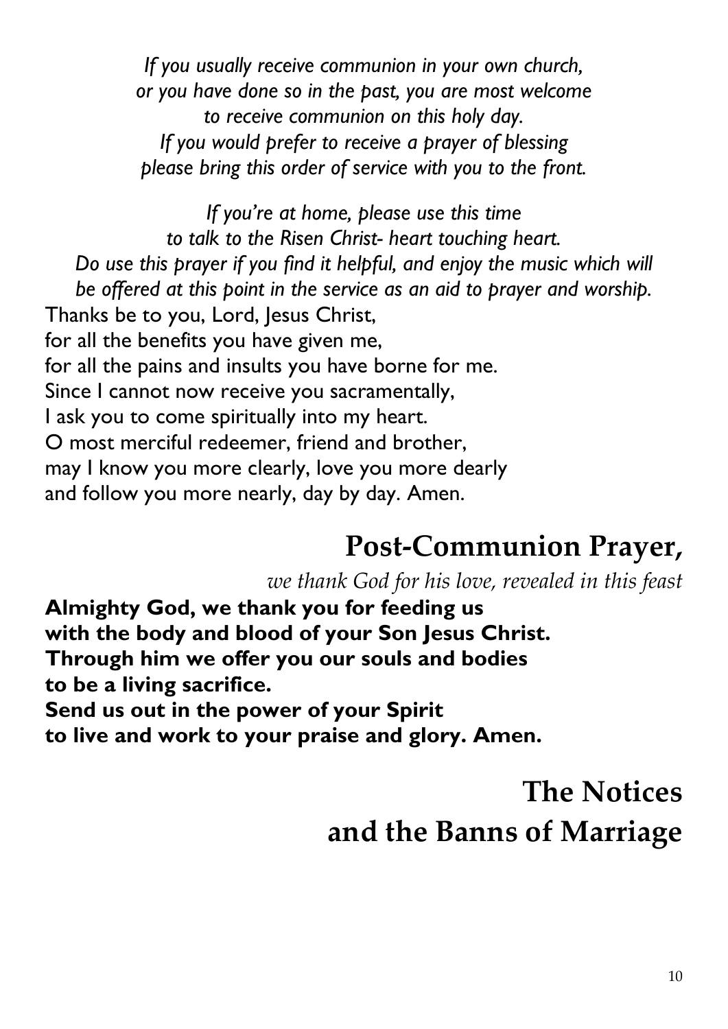*If you usually receive communion in your own church,*
*or you have done so in the past, you are most welcome*
*to receive communion on this holy day.*
*If you would prefer to receive a prayer of blessing*
*please bring this order of service with you to the front.*

*If you're at home, please use this time*
*to talk to the Risen Christ- heart touching heart.*
*Do use this prayer if you find it helpful, and enjoy the music which will be offered at this point in the service as an aid to prayer and worship.*

Thanks be to you, Lord, Jesus Christ,
for all the benefits you have given me,
for all the pains and insults you have borne for me.
Since I cannot now receive you sacramentally,
I ask you to come spiritually into my heart.
O most merciful redeemer, friend and brother,
may I know you more clearly, love you more dearly
and follow you more nearly, day by day. Amen.

## Post-Communion Prayer,

*we thank God for his love, revealed in this feast*

**Almighty God, we thank you for feeding us**
**with the body and blood of your Son Jesus Christ.**
**Through him we offer you our souls and bodies**
**to be a living sacrifice.**
**Send us out in the power of your Spirit**
**to live and work to your praise and glory. Amen.**

## The Notices and the Banns of Marriage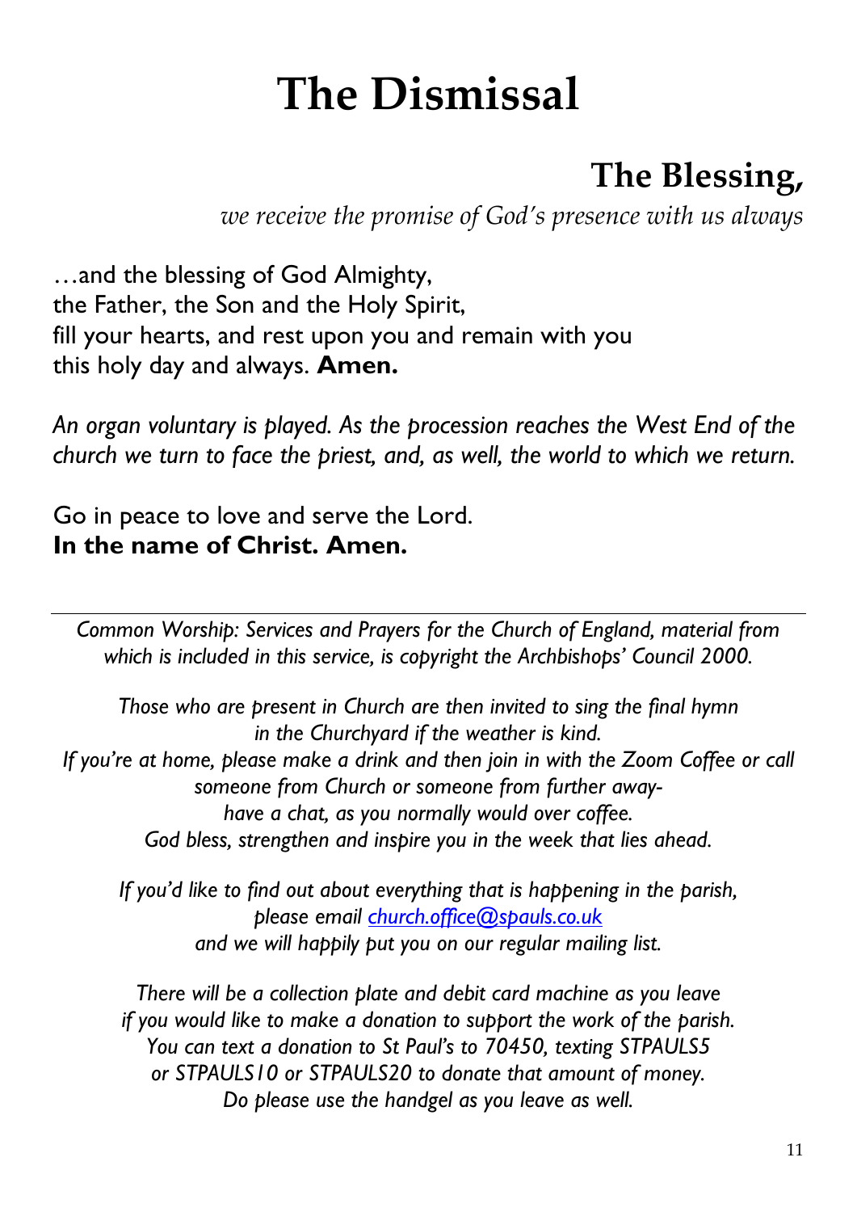# The Dismissal

## The Blessing,

*we receive the promise of God's presence with us always*

…and the blessing of God Almighty,
the Father, the Son and the Holy Spirit,
fill your hearts, and rest upon you and remain with you
this holy day and always. **Amen.**

*An organ voluntary is played. As the procession reaches the West End of the church we turn to face the priest, and, as well, the world to which we return.*

Go in peace to love and serve the Lord.
**In the name of Christ. Amen.**

---

*Common Worship: Services and Prayers for the Church of England, material from which is included in this service, is copyright the Archbishops' Council 2000.*

*Those who are present in Church are then invited to sing the final hymn in the Churchyard if the weather is kind.*
*If you're at home, please make a drink and then join in with the Zoom Coffee or call someone from Church or someone from further away- have a chat, as you normally would over coffee.*
*God bless, strengthen and inspire you in the week that lies ahead.*

*If you'd like to find out about everything that is happening in the parish, please email church.office@spauls.co.uk and we will happily put you on our regular mailing list.*

*There will be a collection plate and debit card machine as you leave if you would like to make a donation to support the work of the parish. You can text a donation to St Paul's to 70450, texting STPAULS5 or STPAULS10 or STPAULS20 to donate that amount of money. Do please use the handgel as you leave as well.*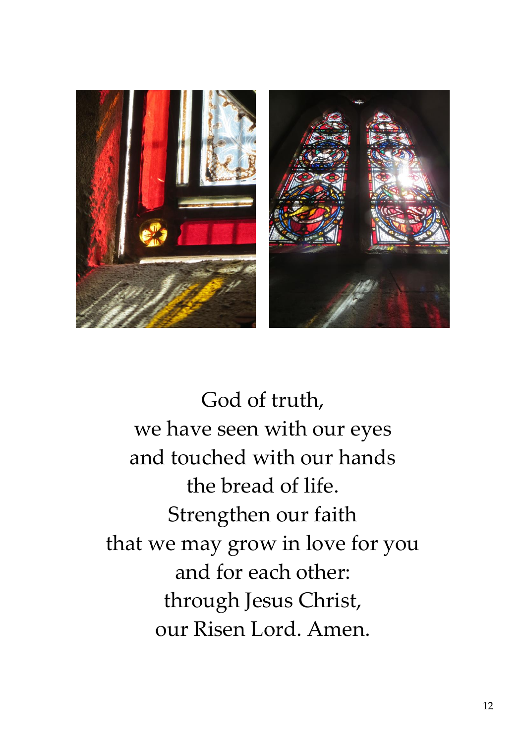God of truth,  
we have seen with our eyes  
and touched with our hands  
the bread of life.  
Strengthen our faith  
that we may grow in love for you  
and for each other:  
through Jesus Christ,  
our Risen Lord. Amen.